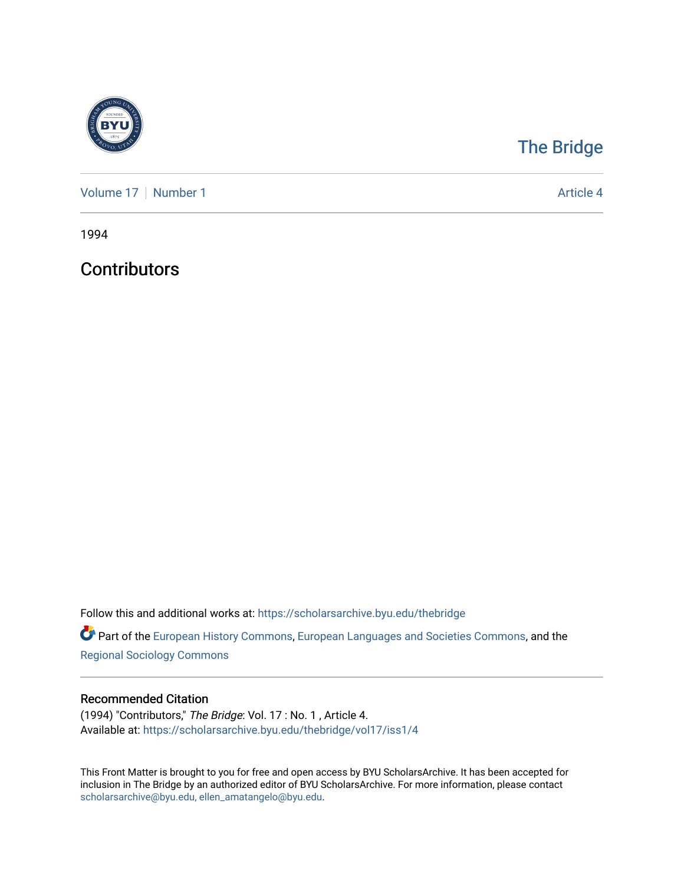The Bridge

Volume 17 | Number 1 | Article 4

1994

# Contributors

Follow this and additional works at: https://scholarsarchive.byu.edu/thebridge

Part of the European History Commons, European Languages and Societies Commons, and the Regional Sociology Commons

## Recommended Citation

(1994) "Contributors," *The Bridge*: Vol. 17 : No. 1 , Article 4.
Available at: https://scholarsarchive.byu.edu/thebridge/vol17/iss1/4

This Front Matter is brought to you for free and open access by BYU ScholarsArchive. It has been accepted for inclusion in The Bridge by an authorized editor of BYU ScholarsArchive. For more information, please contact scholarsarchive@byu.edu, ellen_amatangelo@byu.edu.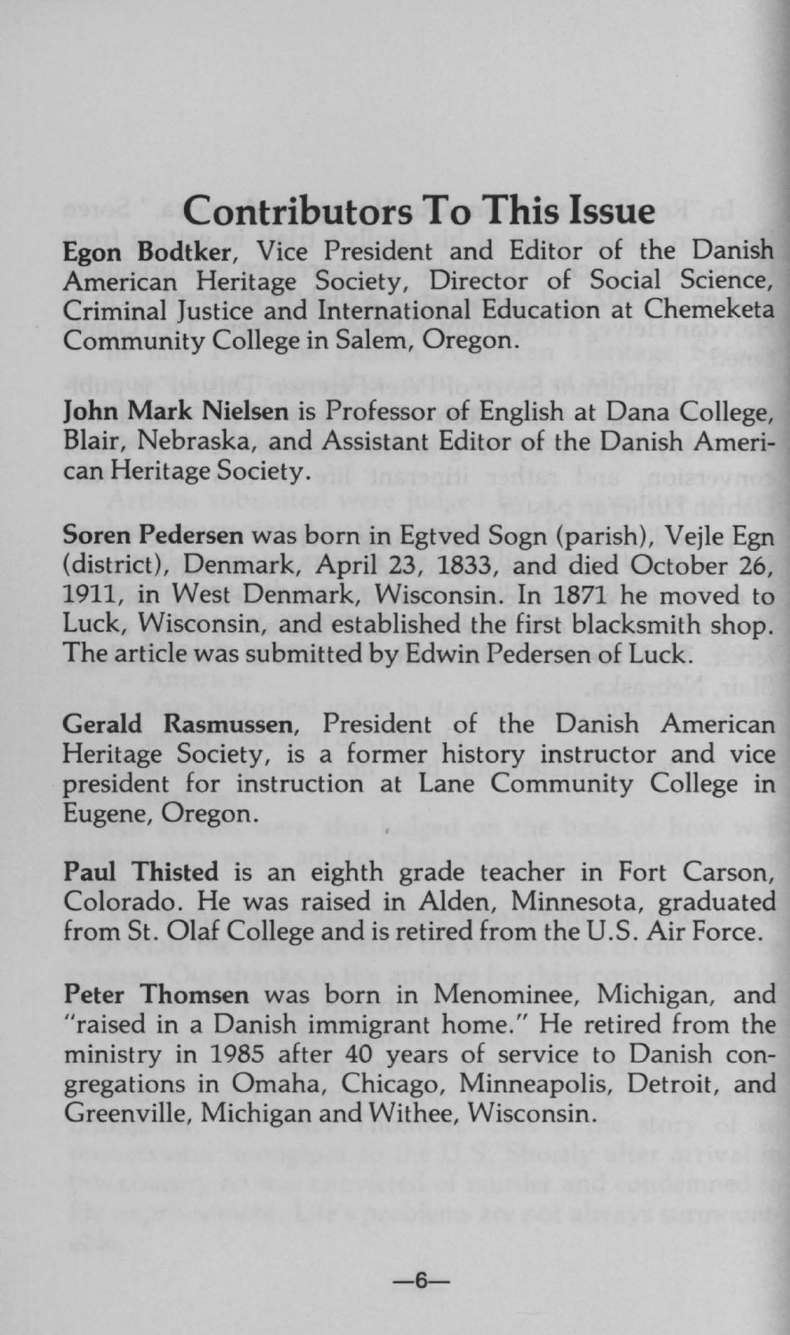# Contributors To This Issue

**Egon Bodtker**, Vice President and Editor of the Danish American Heritage Society, Director of Social Science, Criminal Justice and International Education at Chemeketa Community College in Salem, Oregon.

**John Mark Nielsen** is Professor of English at Dana College, Blair, Nebraska, and Assistant Editor of the Danish American Heritage Society.

**Soren Pedersen** was born in Egtved Sogn (parish), Vejle Egn (district), Denmark, April 23, 1833, and died October 26, 1911, in West Denmark, Wisconsin. In 1871 he moved to Luck, Wisconsin, and established the first blacksmith shop. The article was submitted by Edwin Pedersen of Luck.

**Gerald Rasmussen**, President of the Danish American Heritage Society, is a former history instructor and vice president for instruction at Lane Community College in Eugene, Oregon.

**Paul Thisted** is an eighth grade teacher in Fort Carson, Colorado. He was raised in Alden, Minnesota, graduated from St. Olaf College and is retired from the U.S. Air Force.

**Peter Thomsen** was born in Menominee, Michigan, and "raised in a Danish immigrant home." He retired from the ministry in 1985 after 40 years of service to Danish congregations in Omaha, Chicago, Minneapolis, Detroit, and Greenville, Michigan and Withee, Wisconsin.